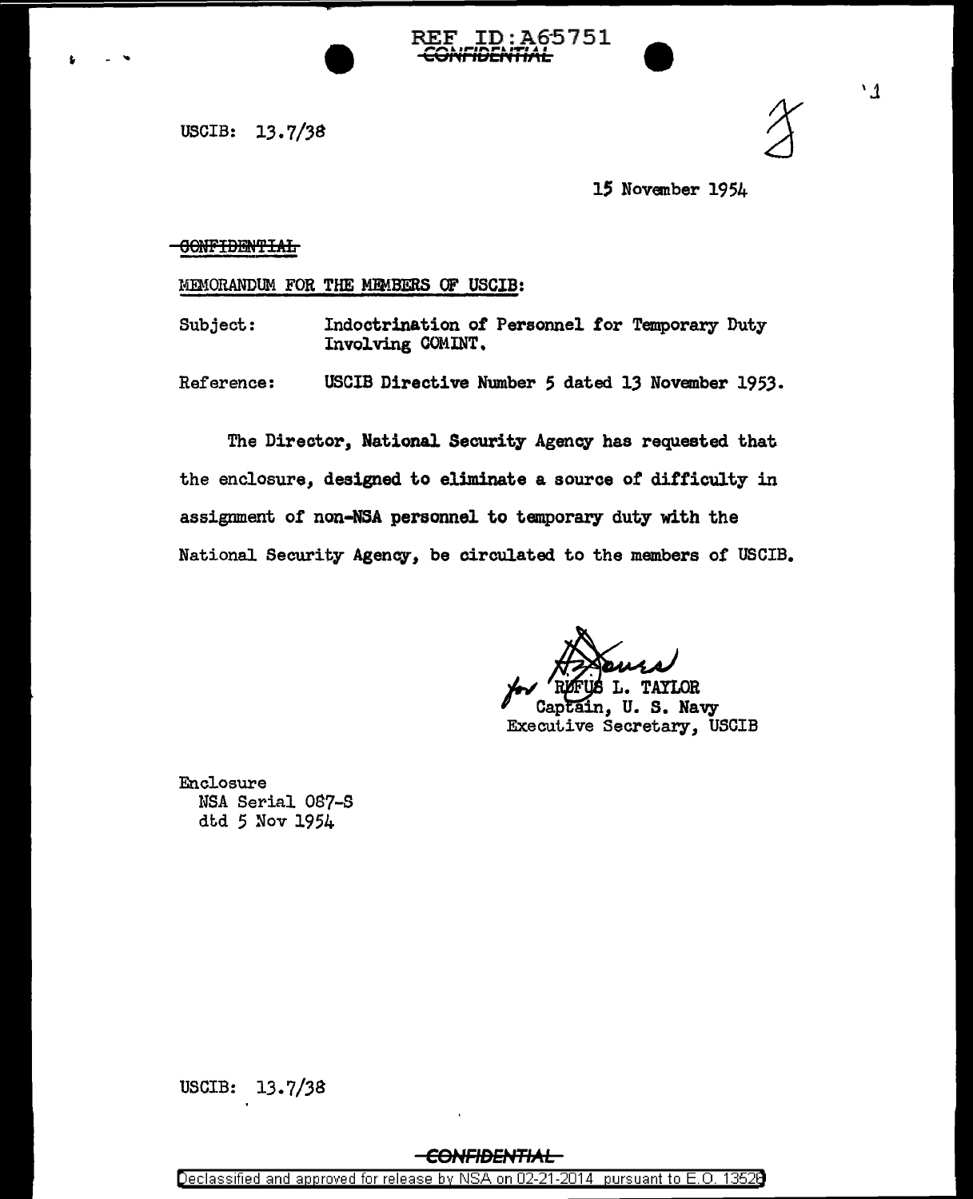REF ID:A65751

~~CONFIDENTIAL~~

USCIB: 13.7/38

15 November 1954

~~CONFIDENTIAL~~

MEMORANDUM FOR THE MEMBERS OF USCIB:

Subject: Indoctrination of Personnel for Temporary Duty Involving COMINT.

Reference: USCIB Directive Number 5 dated 13 November 1953.

The Director, National Security Agency has requested that the enclosure, designed to eliminate a source of difficulty in assignment of non-NSA personnel to temporary duty with the National Security Agency, be circulated to the members of USCIB.

for RUFUS L. TAYLOR
Captain, U. S. Navy
Executive Secretary, USCIB

Enclosure
NSA Serial 087-S
dtd 5 Nov 1954

USCIB: 13.7/38

~~CONFIDENTIAL~~

Declassified and approved for release by NSA on 02-21-2014 pursuant to E.O. 13526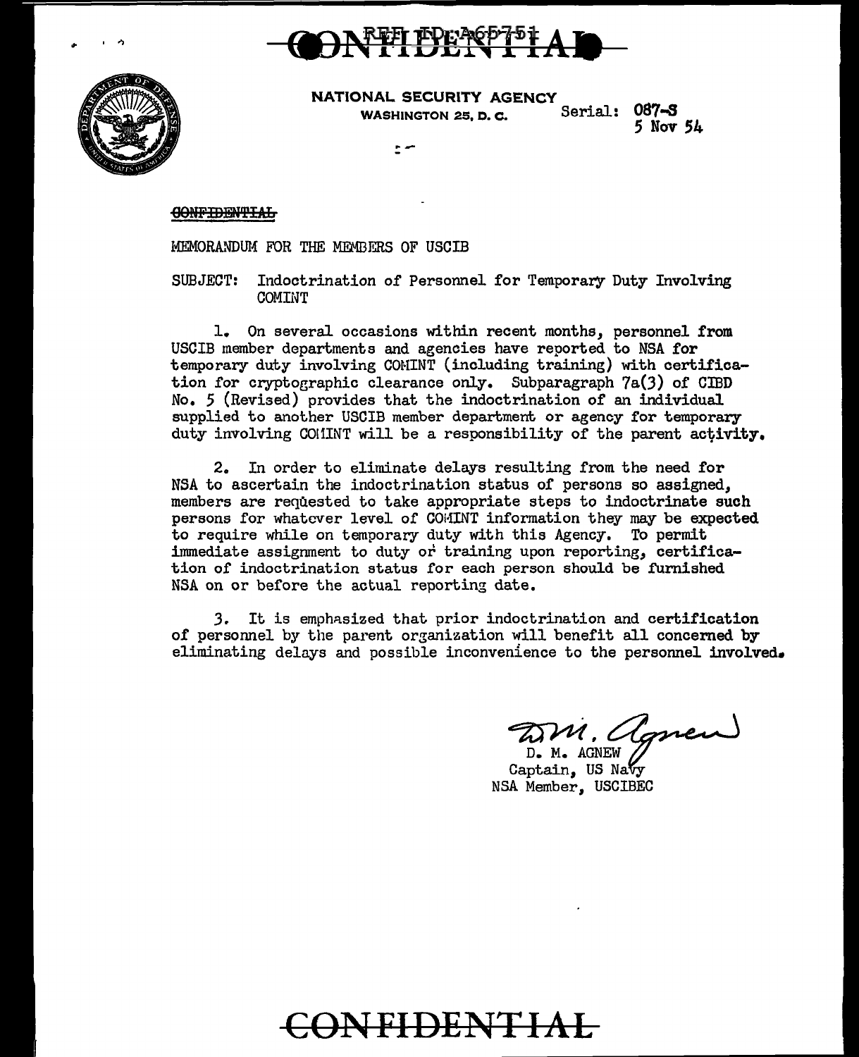REF ID:A65751

CONFIDENTIAL

NATIONAL SECURITY AGENCY
WASHINGTON 25, D. C.

Serial: 087-S
5 Nov 54

~~CONFIDENTIAL~~

MEMORANDUM FOR THE MEMBERS OF USCIB

SUBJECT: Indoctrination of Personnel for Temporary Duty Involving COMINT

1. On several occasions within recent months, personnel from USCIB member departments and agencies have reported to NSA for temporary duty involving COMINT (including training) with certification for cryptographic clearance only. Subparagraph 7a(3) of CIBD No. 5 (Revised) provides that the indoctrination of an individual supplied to another USCIB member department or agency for temporary duty involving COMINT will be a responsibility of the parent activity.

2. In order to eliminate delays resulting from the need for NSA to ascertain the indoctrination status of persons so assigned, members are requested to take appropriate steps to indoctrinate such persons for whatever level of COMINT information they may be expected to require while on temporary duty with this Agency. To permit immediate assignment to duty or training upon reporting, certification of indoctrination status for each person should be furnished NSA on or before the actual reporting date.

3. It is emphasized that prior indoctrination and certification of personnel by the parent organization will benefit all concerned by eliminating delays and possible inconvenience to the personnel involved.

D. M. Agnew

D. M. AGNEW
Captain, US Navy
NSA Member, USCIBEC

CONFIDENTIAL